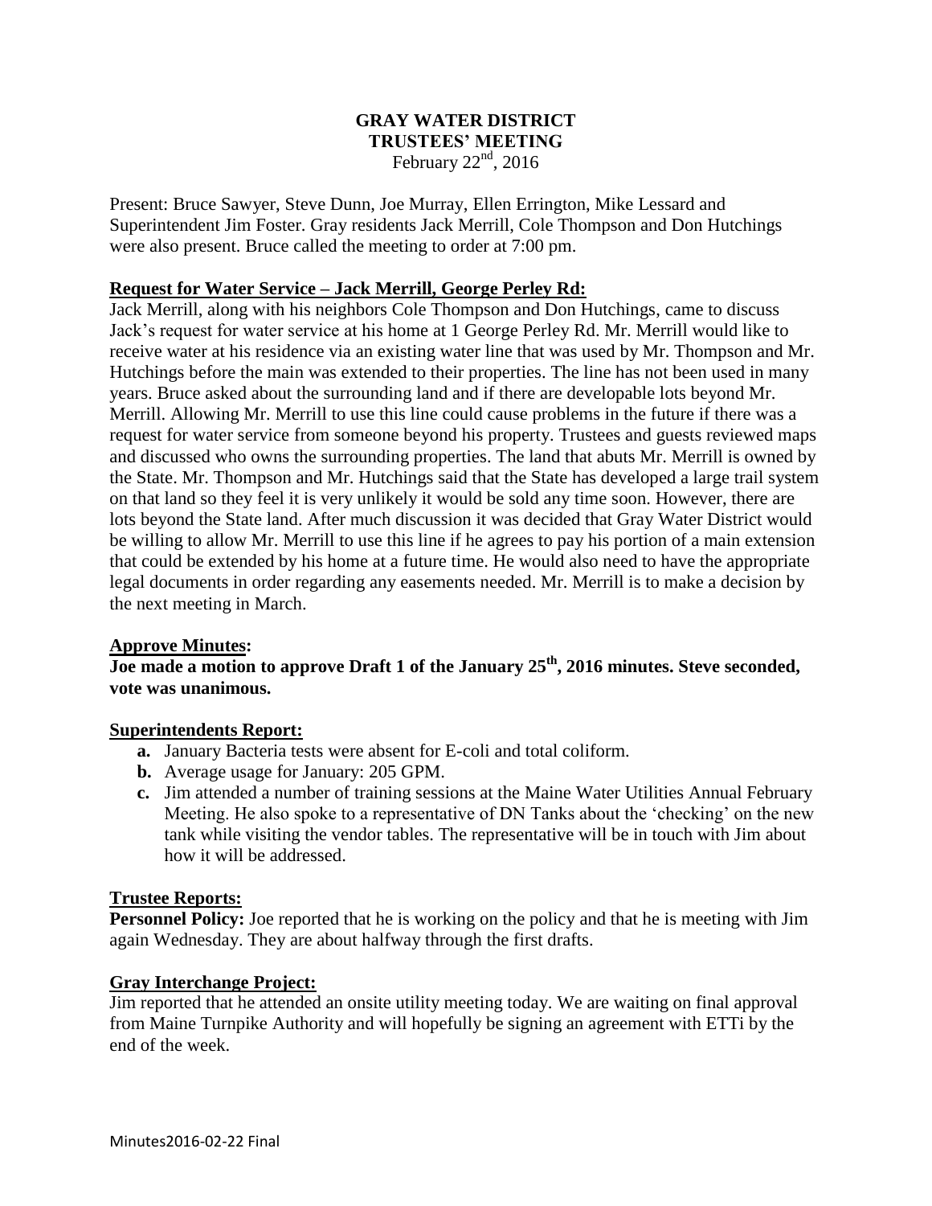# GRAY WATER DISTRICT
## TRUSTEES' MEETING
February 22nd, 2016

Present: Bruce Sawyer, Steve Dunn, Joe Murray, Ellen Errington, Mike Lessard and Superintendent Jim Foster. Gray residents Jack Merrill, Cole Thompson and Don Hutchings were also present. Bruce called the meeting to order at 7:00 pm.

### Request for Water Service – Jack Merrill, George Perley Rd:

Jack Merrill, along with his neighbors Cole Thompson and Don Hutchings, came to discuss Jack's request for water service at his home at 1 George Perley Rd. Mr. Merrill would like to receive water at his residence via an existing water line that was used by Mr. Thompson and Mr. Hutchings before the main was extended to their properties. The line has not been used in many years. Bruce asked about the surrounding land and if there are developable lots beyond Mr. Merrill. Allowing Mr. Merrill to use this line could cause problems in the future if there was a request for water service from someone beyond his property. Trustees and guests reviewed maps and discussed who owns the surrounding properties. The land that abuts Mr. Merrill is owned by the State. Mr. Thompson and Mr. Hutchings said that the State has developed a large trail system on that land so they feel it is very unlikely it would be sold any time soon. However, there are lots beyond the State land. After much discussion it was decided that Gray Water District would be willing to allow Mr. Merrill to use this line if he agrees to pay his portion of a main extension that could be extended by his home at a future time. He would also need to have the appropriate legal documents in order regarding any easements needed. Mr. Merrill is to make a decision by the next meeting in March.

### Approve Minutes:

**Joe made a motion to approve Draft 1 of the January 25th, 2016 minutes. Steve seconded, vote was unanimous.**

### Superintendents Report:

- **a.** January Bacteria tests were absent for E-coli and total coliform.
- **b.** Average usage for January: 205 GPM.
- **c.** Jim attended a number of training sessions at the Maine Water Utilities Annual February Meeting. He also spoke to a representative of DN Tanks about the 'checking' on the new tank while visiting the vendor tables. The representative will be in touch with Jim about how it will be addressed.

### Trustee Reports:

**Personnel Policy:** Joe reported that he is working on the policy and that he is meeting with Jim again Wednesday. They are about halfway through the first drafts.

### Gray Interchange Project:

Jim reported that he attended an onsite utility meeting today. We are waiting on final approval from Maine Turnpike Authority and will hopefully be signing an agreement with ETTi by the end of the week.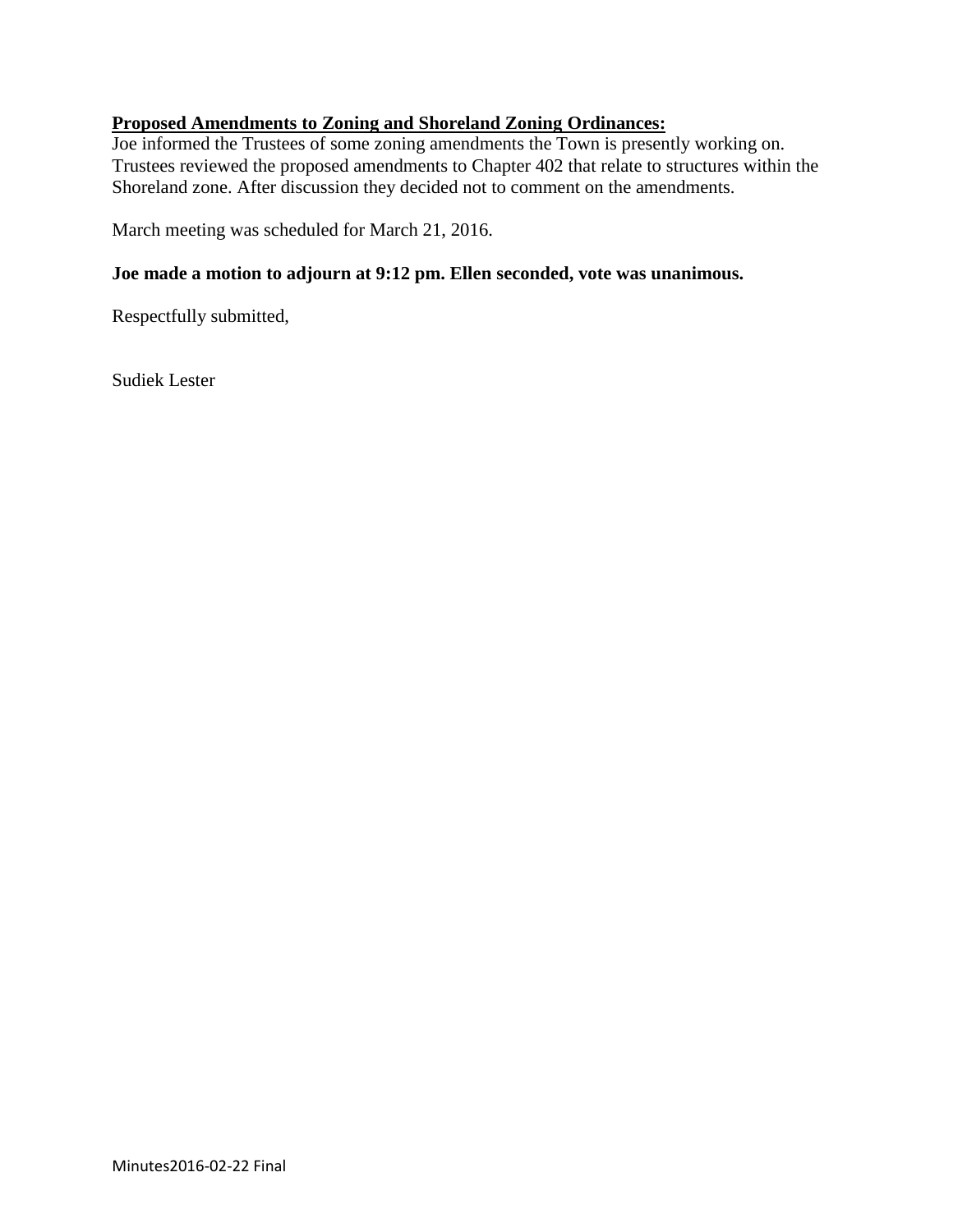**Proposed Amendments to Zoning and Shoreland Zoning Ordinances:**
Joe informed the Trustees of some zoning amendments the Town is presently working on. Trustees reviewed the proposed amendments to Chapter 402 that relate to structures within the Shoreland zone. After discussion they decided not to comment on the amendments.

March meeting was scheduled for March 21, 2016.

**Joe made a motion to adjourn at 9:12 pm. Ellen seconded, vote was unanimous.**

Respectfully submitted,

Sudiek Lester